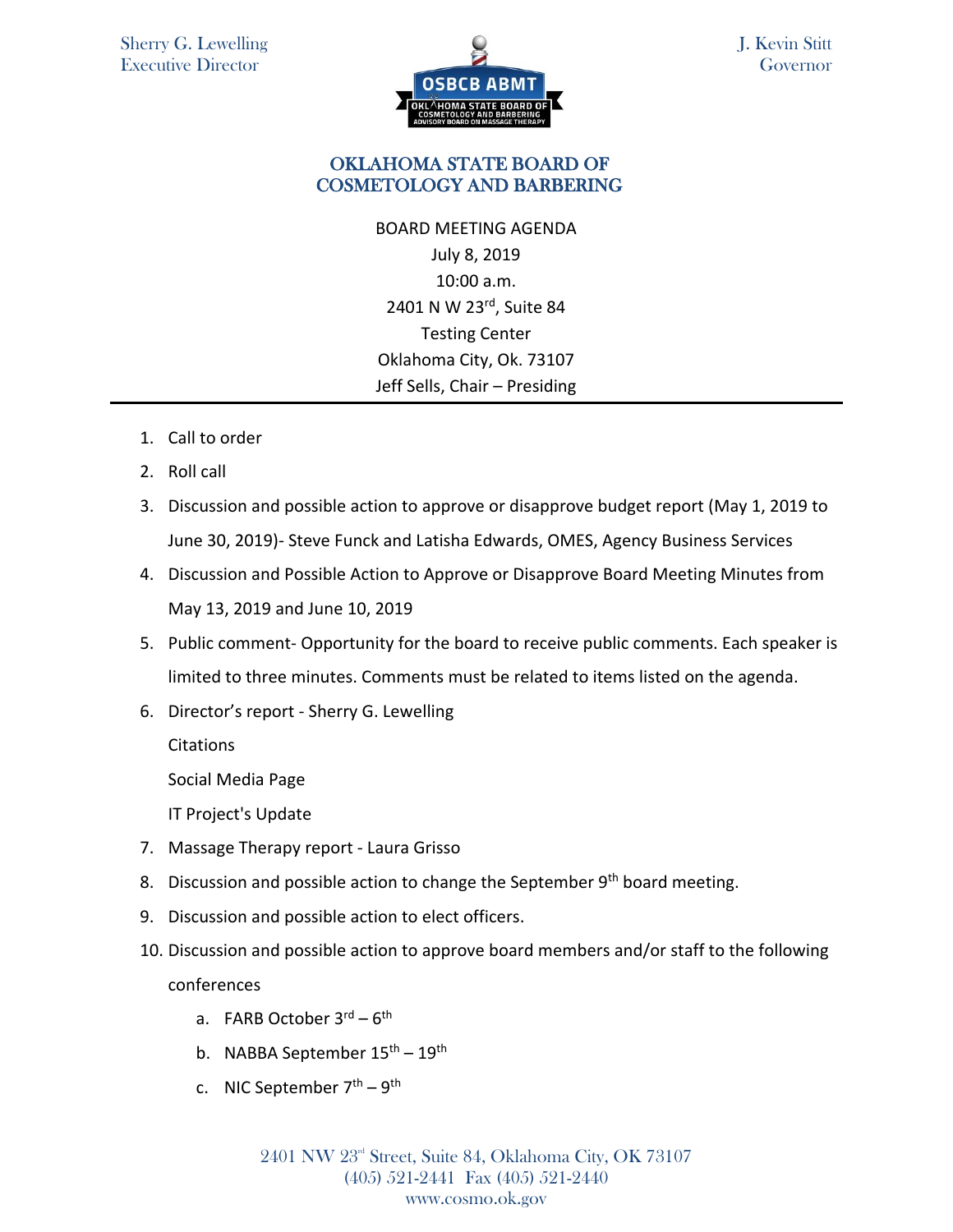Sherry G. Lewelling
Executive Director

J. Kevin Stitt
Governor

# OKLAHOMA STATE BOARD OF COSMETOLOGY AND BARBERING

BOARD MEETING AGENDA
July 8, 2019
10:00 a.m.
2401 N W 23rd, Suite 84
Testing Center
Oklahoma City, Ok. 73107
Jeff Sells, Chair – Presiding

---

1. Call to order
2. Roll call
3. Discussion and possible action to approve or disapprove budget report (May 1, 2019 to June 30, 2019)- Steve Funck and Latisha Edwards, OMES, Agency Business Services
4. Discussion and Possible Action to Approve or Disapprove Board Meeting Minutes from May 13, 2019 and June 10, 2019
5. Public comment- Opportunity for the board to receive public comments. Each speaker is limited to three minutes. Comments must be related to items listed on the agenda.
6. Director's report - Sherry G. Lewelling

   Citations

   Social Media Page

   IT Project's Update
7. Massage Therapy report - Laura Grisso
8. Discussion and possible action to change the September 9th board meeting.
9. Discussion and possible action to elect officers.
10. Discussion and possible action to approve board members and/or staff to the following conferences
    a. FARB October 3rd – 6th
    b. NABBA September 15th – 19th
    c. NIC September 7th – 9th

2401 NW 23rd Street, Suite 84, Oklahoma City, OK 73107
(405) 521-2441 Fax (405) 521-2440
www.cosmo.ok.gov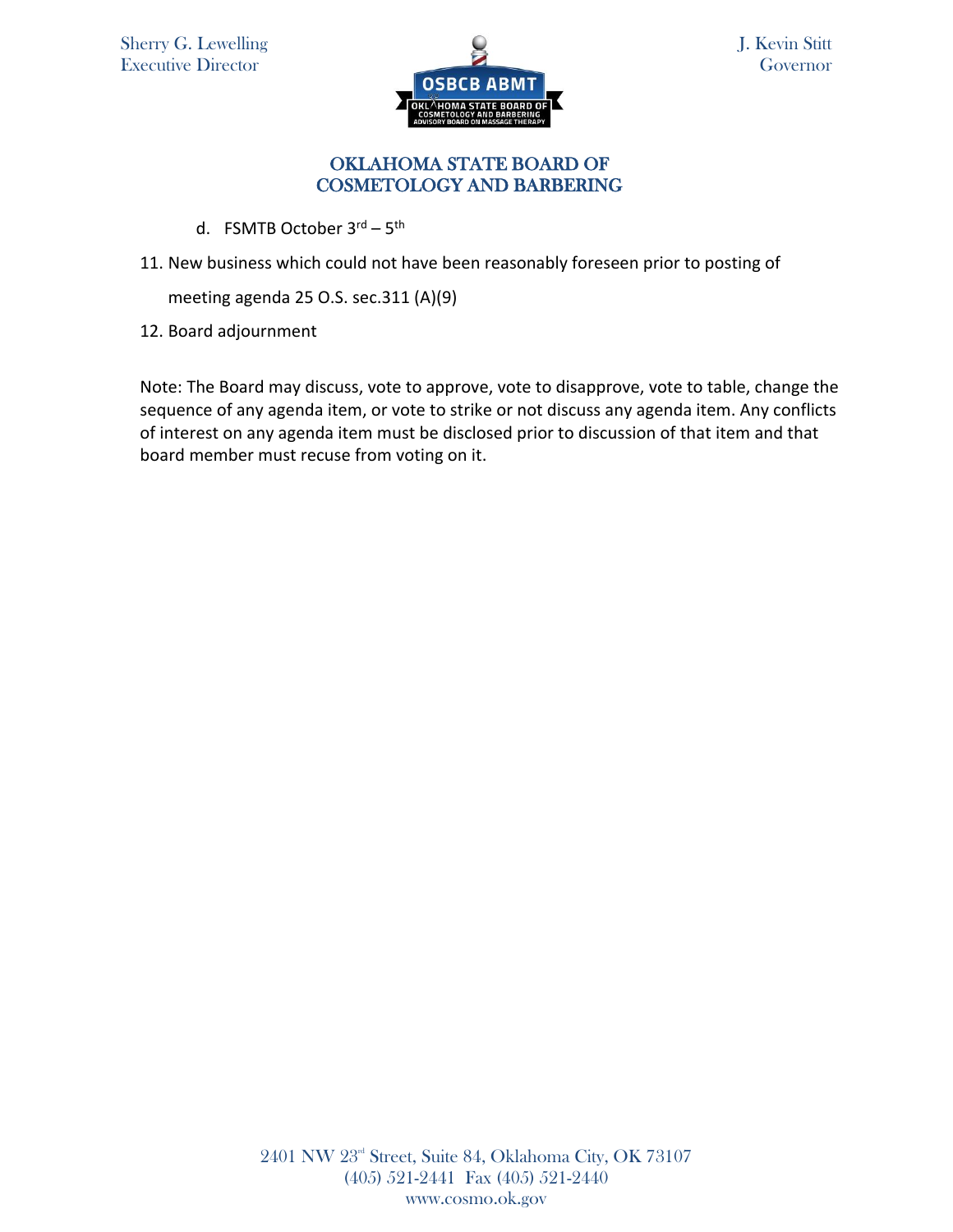Sherry G. Lewelling
Executive Director

J. Kevin Stitt
Governor

OSBCB ABMT
OKLAHOMA STATE BOARD OF COSMETOLOGY AND BARBERING
ADVISORY BOARD ON MASSAGE THERAPY

# OKLAHOMA STATE BOARD OF COSMETOLOGY AND BARBERING

   d. FSMTB October 3rd – 5th

11. New business which could not have been reasonably foreseen prior to posting of meeting agenda 25 O.S. sec.311 (A)(9)
12. Board adjournment

Note: The Board may discuss, vote to approve, vote to disapprove, vote to table, change the sequence of any agenda item, or vote to strike or not discuss any agenda item. Any conflicts of interest on any agenda item must be disclosed prior to discussion of that item and that board member must recuse from voting on it.

2401 NW 23rd Street, Suite 84, Oklahoma City, OK 73107
(405) 521-2441 Fax (405) 521-2440
www.cosmo.ok.gov